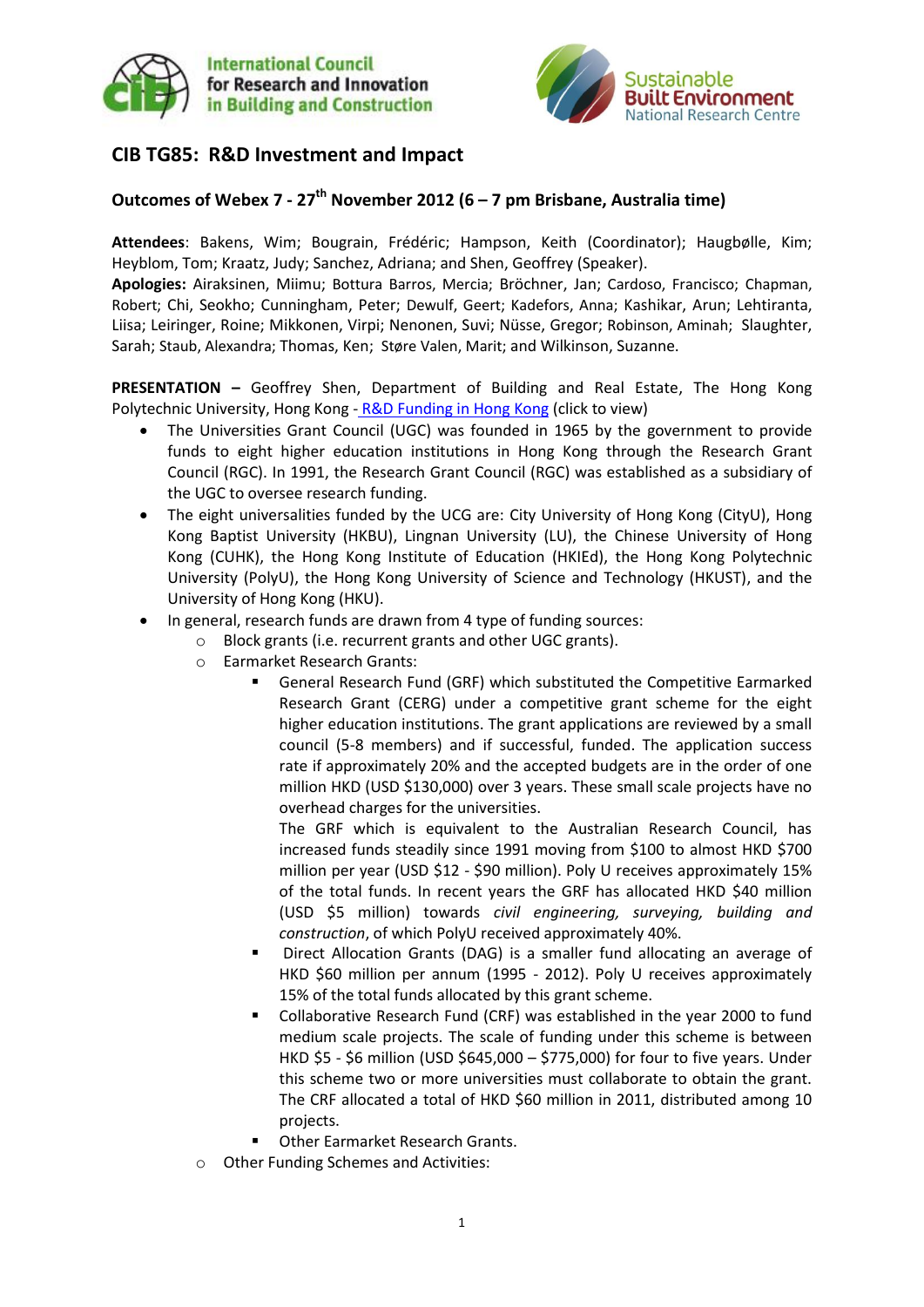International Council for Research and Innovation in Building and Construction

Sustainable Built Environment National Research Centre

## CIB TG85: R&D Investment and Impact

### Outcomes of Webex 7 - 27th November 2012 (6 – 7 pm Brisbane, Australia time)

**Attendees**: Bakens, Wim; Bougrain, Frédéric; Hampson, Keith (Coordinator); Haugbølle, Kim; Heyblom, Tom; Kraatz, Judy; Sanchez, Adriana; and Shen, Geoffrey (Speaker).

**Apologies:** Airaksinen, Miimu; Bottura Barros, Mercia; Bröchner, Jan; Cardoso, Francisco; Chapman, Robert; Chi, Seokho; Cunningham, Peter; Dewulf, Geert; Kadefors, Anna; Kashikar, Arun; Lehtiranta, Liisa; Leiringer, Roine; Mikkonen, Virpi; Nenonen, Suvi; Nüsse, Gregor; Robinson, Aminah; Slaughter, Sarah; Staub, Alexandra; Thomas, Ken; Støre Valen, Marit; and Wilkinson, Suzanne.

**PRESENTATION –** Geoffrey Shen, Department of Building and Real Estate, The Hong Kong Polytechnic University, Hong Kong - R&D Funding in Hong Kong (click to view)

- The Universities Grant Council (UGC) was founded in 1965 by the government to provide funds to eight higher education institutions in Hong Kong through the Research Grant Council (RGC). In 1991, the Research Grant Council (RGC) was established as a subsidiary of the UGC to oversee research funding.
- The eight universalities funded by the UCG are: City University of Hong Kong (CityU), Hong Kong Baptist University (HKBU), Lingnan University (LU), the Chinese University of Hong Kong (CUHK), the Hong Kong Institute of Education (HKIEd), the Hong Kong Polytechnic University (PolyU), the Hong Kong University of Science and Technology (HKUST), and the University of Hong Kong (HKU).
- In general, research funds are drawn from 4 type of funding sources:
  - Block grants (i.e. recurrent grants and other UGC grants).
  - Earmarket Research Grants:
    - General Research Fund (GRF) which substituted the Competitive Earmarked Research Grant (CERG) under a competitive grant scheme for the eight higher education institutions. The grant applications are reviewed by a small council (5-8 members) and if successful, funded. The application success rate if approximately 20% and the accepted budgets are in the order of one million HKD (USD $130,000) over 3 years. These small scale projects have no overhead charges for the universities.

      The GRF which is equivalent to the Australian Research Council, has increased funds steadily since 1991 moving from $100 to almost HKD $700 million per year (USD $12 - $90 million). Poly U receives approximately 15% of the total funds. In recent years the GRF has allocated HKD $40 million (USD $5 million) towards *civil engineering, surveying, building and construction*, of which PolyU received approximately 40%.
    - Direct Allocation Grants (DAG) is a smaller fund allocating an average of HKD $60 million per annum (1995 - 2012). Poly U receives approximately 15% of the total funds allocated by this grant scheme.
    - Collaborative Research Fund (CRF) was established in the year 2000 to fund medium scale projects. The scale of funding under this scheme is between HKD $5 - $6 million (USD $645,000 – $775,000) for four to five years. Under this scheme two or more universities must collaborate to obtain the grant. The CRF allocated a total of HKD $60 million in 2011, distributed among 10 projects.
    - Other Earmarket Research Grants.
  - Other Funding Schemes and Activities: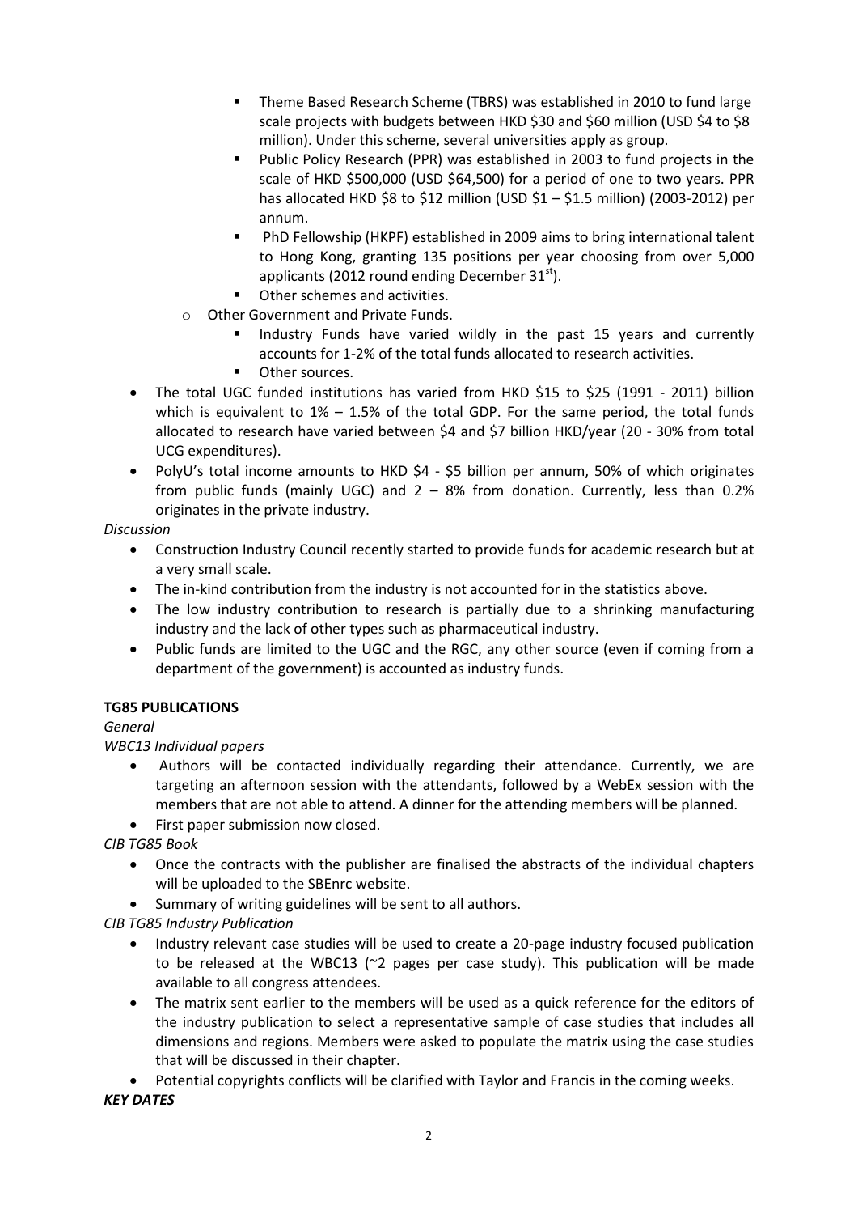- Theme Based Research Scheme (TBRS) was established in 2010 to fund large scale projects with budgets between HKD $30 and $60 million (USD $4 to $8 million). Under this scheme, several universities apply as group.
    - Public Policy Research (PPR) was established in 2003 to fund projects in the scale of HKD $500,000 (USD $64,500) for a period of one to two years. PPR has allocated HKD $8 to $12 million (USD $1 – $1.5 million) (2003-2012) per annum.
    - PhD Fellowship (HKPF) established in 2009 aims to bring international talent to Hong Kong, granting 135 positions per year choosing from over 5,000 applicants (2012 round ending December 31st).
    - Other schemes and activities.
  - Other Government and Private Funds.
    - Industry Funds have varied wildly in the past 15 years and currently accounts for 1-2% of the total funds allocated to research activities.
    - Other sources.
- The total UGC funded institutions has varied from HKD $15 to $25 (1991 - 2011) billion which is equivalent to 1% – 1.5% of the total GDP. For the same period, the total funds allocated to research have varied between $4 and $7 billion HKD/year (20 - 30% from total UCG expenditures).
- PolyU's total income amounts to HKD $4 - $5 billion per annum, 50% of which originates from public funds (mainly UGC) and 2 – 8% from donation. Currently, less than 0.2% originates in the private industry.

*Discussion*

- Construction Industry Council recently started to provide funds for academic research but at a very small scale.
- The in-kind contribution from the industry is not accounted for in the statistics above.
- The low industry contribution to research is partially due to a shrinking manufacturing industry and the lack of other types such as pharmaceutical industry.
- Public funds are limited to the UGC and the RGC, any other source (even if coming from a department of the government) is accounted as industry funds.

**TG85 PUBLICATIONS**

*General*

*WBC13 Individual papers*

- Authors will be contacted individually regarding their attendance. Currently, we are targeting an afternoon session with the attendants, followed by a WebEx session with the members that are not able to attend. A dinner for the attending members will be planned.
- First paper submission now closed.

*CIB TG85 Book*

- Once the contracts with the publisher are finalised the abstracts of the individual chapters will be uploaded to the SBEnrc website.
- Summary of writing guidelines will be sent to all authors.

*CIB TG85 Industry Publication*

- Industry relevant case studies will be used to create a 20-page industry focused publication to be released at the WBC13 (~2 pages per case study). This publication will be made available to all congress attendees.
- The matrix sent earlier to the members will be used as a quick reference for the editors of the industry publication to select a representative sample of case studies that includes all dimensions and regions. Members were asked to populate the matrix using the case studies that will be discussed in their chapter.
- Potential copyrights conflicts will be clarified with Taylor and Francis in the coming weeks.

***KEY DATES***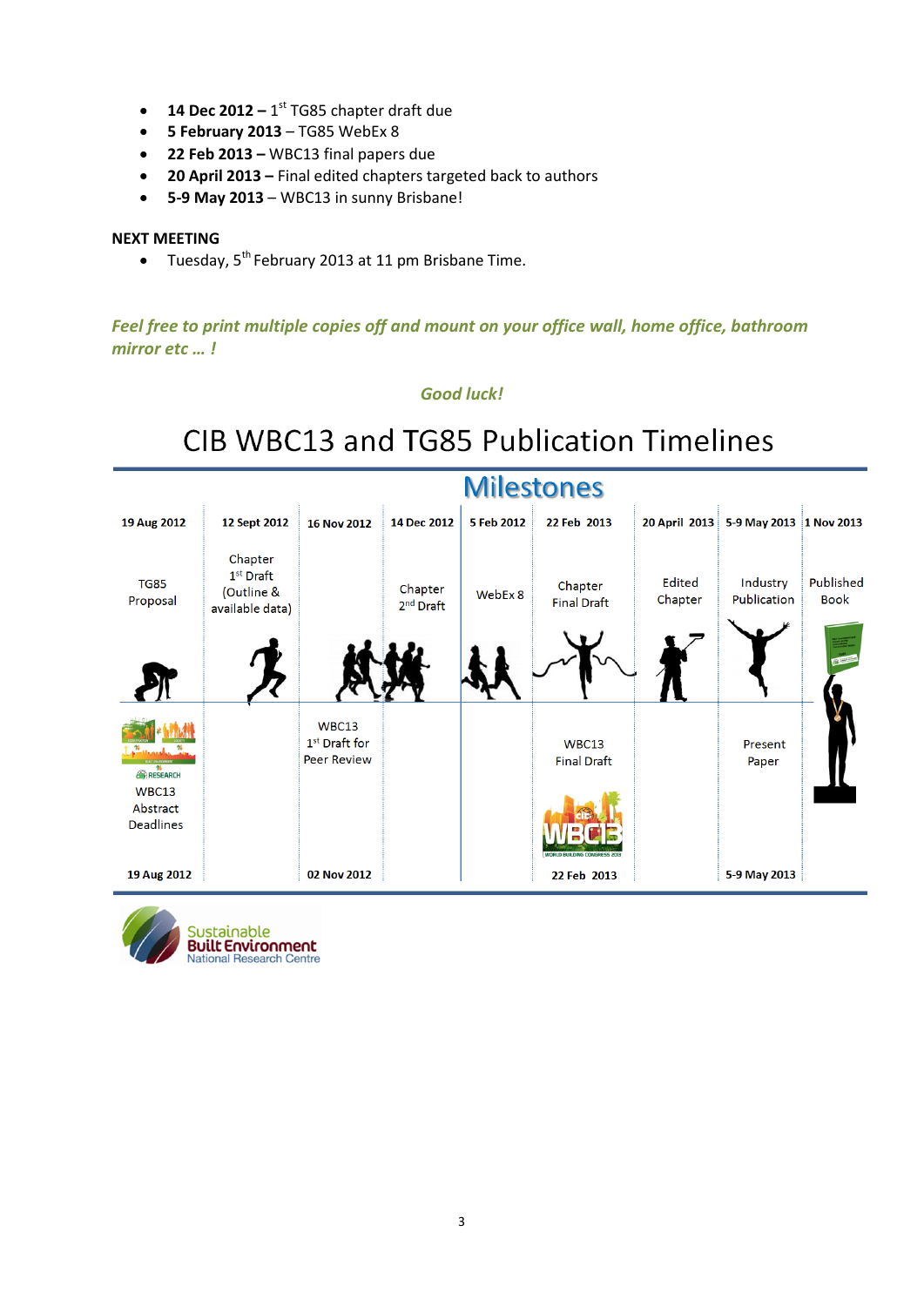- **14 Dec 2012 –** 1st TG85 chapter draft due
- **5 February 2013** – TG85 WebEx 8
- **22 Feb 2013 –** WBC13 final papers due
- **20 April 2013 –** Final edited chapters targeted back to authors
- **5-9 May 2013** – WBC13 in sunny Brisbane!

**NEXT MEETING**

- Tuesday, 5th February 2013 at 11 pm Brisbane Time.

*Feel free to print multiple copies off and mount on your office wall, home office, bathroom mirror etc … !*

*Good luck!*

# CIB WBC13 and TG85 Publication Timelines

Milestones

19 Aug 2012
TG85 Proposal

12 Sept 2012
Chapter 1st Draft (Outline & available data)

16 Nov 2012

14 Dec 2012
Chapter 2nd Draft

5 Feb 2012
WebEx 8

22 Feb 2013
Chapter Final Draft

20 April 2013
Edited Chapter

5-9 May 2013
Industry Publication

1 Nov 2013
Published Book

WBC13 Abstract Deadlines
19 Aug 2012

WBC13 1st Draft for Peer Review
02 Nov 2012

WBC13 Final Draft
22 Feb 2013

Present Paper
5-9 May 2013

Sustainable Built Environment National Research Centre